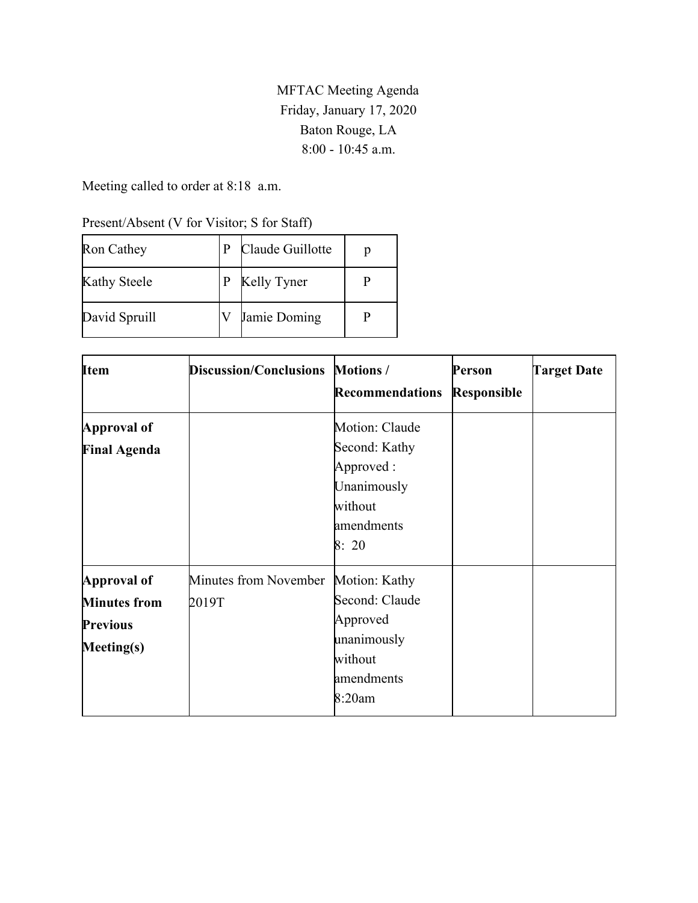MFTAC Meeting Agenda
Friday, January 17, 2020
Baton Rouge, LA
8:00 - 10:45 a.m.

Meeting called to order at 8:18  a.m.

Present/Absent (V for Visitor; S for Staff)

| Ron Cathey | P | Claude Guillotte | p |
|---|---|---|---|
| Kathy Steele | P | Kelly Tyner | P |
| David Spruill | V | Jamie Doming | P |

| **Item** | **Discussion/Conclusions** | **Motions / Recommendations** | **Person Responsible** | **Target Date** |
|---|---|---|---|---|
| **Approval of Final Agenda** | | Motion: Claude<br>Second: Kathy<br>Approved : Unanimously without amendments<br>8:  20 | | |
| **Approval of Minutes from Previous Meeting(s)** | Minutes from November 2019T | Motion: Kathy<br>Second: Claude<br>Approved unanimously without amendments<br>8:20am | | |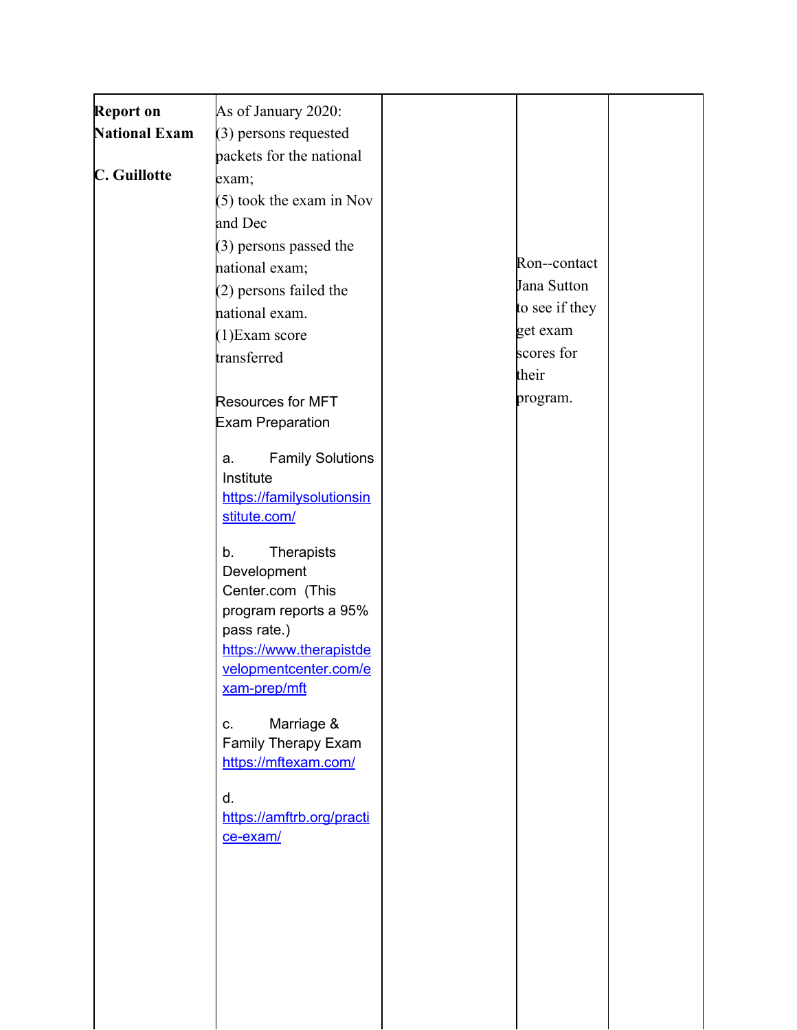| | | | | |
|---|---|---|---|---|
| **Report on National Exam**<br><br>**C. Guillotte** | As of January 2020:<br>(3) persons requested packets for the national exam;<br>(5) took the exam in Nov and Dec<br>(3) persons passed the national exam;<br>(2) persons failed the national exam.<br>(1)Exam score transferred<br><br>Resources for MFT Exam Preparation<br><br>a. Family Solutions Institute [https://familysolutionsinstitute.com/](https://familysolutionsinstitute.com/)<br><br>b. Therapists Development Center.com (This program reports a 95% pass rate.) [https://www.therapistdevelopmentcenter.com/exam-prep/mft](https://www.therapistdevelopmentcenter.com/exam-prep/mft)<br><br>c. Marriage & Family Therapy Exam [https://mftexam.com/](https://mftexam.com/)<br><br>d. [https://amftrb.org/practice-exam/](https://amftrb.org/practice-exam/) | | Ron--contact Jana Sutton to see if they get exam scores for their program. | |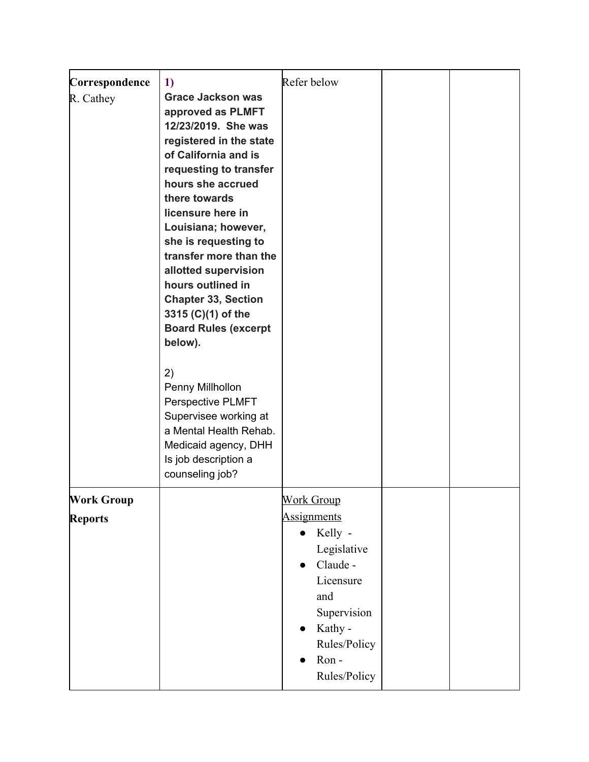| | | | | |
|---|---|---|---|---|
| **Correspondence** R. Cathey | **1)** **Grace Jackson was approved as PLMFT 12/23/2019. She was registered in the state of California and is requesting to transfer hours she accrued there towards licensure here in Louisiana; however, she is requesting to transfer more than the allotted supervision hours outlined in Chapter 33, Section 3315 (C)(1) of the Board Rules (excerpt below).**<br><br>2)<br>Penny Millhollon Perspective PLMFT Supervisee working at a Mental Health Rehab. Medicaid agency, DHH Is job description a counseling job? | Refer below | | |
| **Work Group Reports** | | <u>Work Group Assignments</u><br>● Kelly - Legislative<br>● Claude - Licensure and Supervision<br>● Kathy - Rules/Policy<br>● Ron - Rules/Policy | | |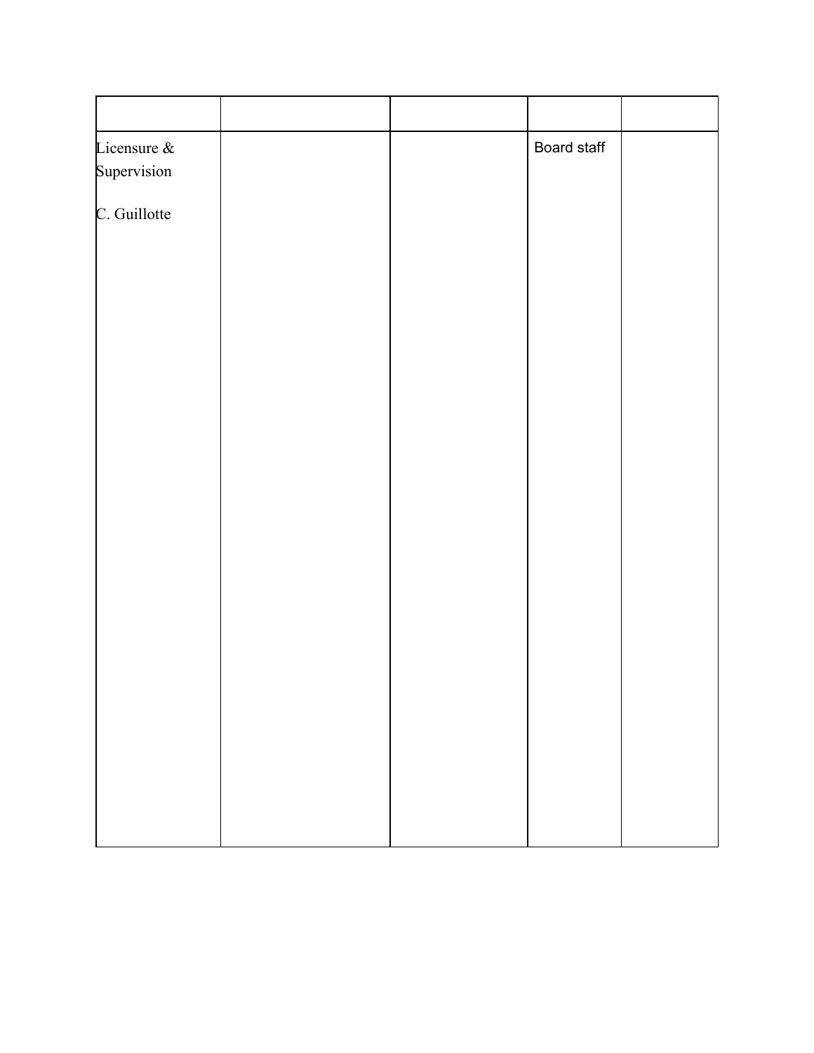| | | | | |
|---|---|---|---|---|
| Licensure & Supervision<br><br>C. Guillotte | | | Board staff | |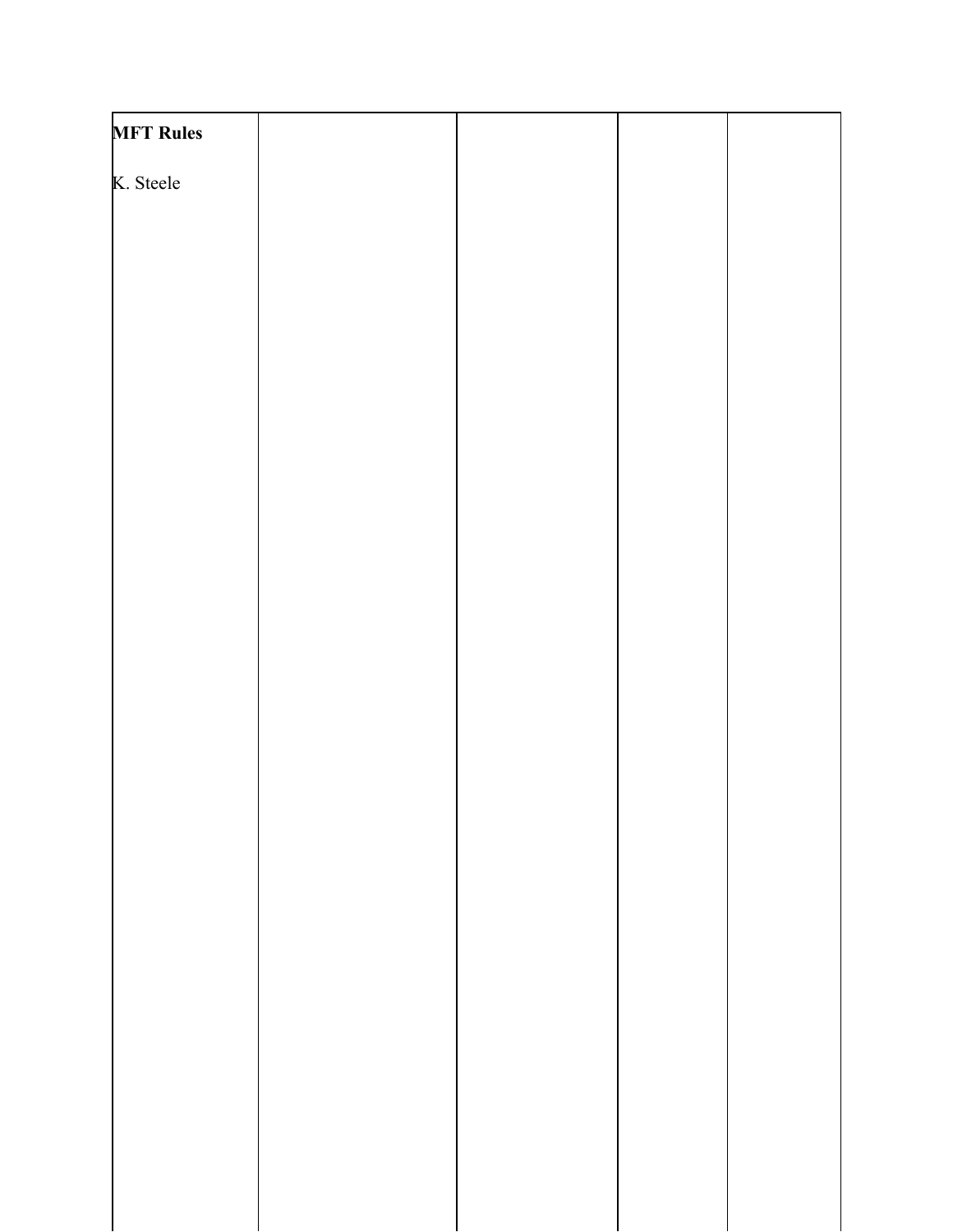| **MFT Rules**<br><br>K. Steele | | | | |
|---|---|---|---|---|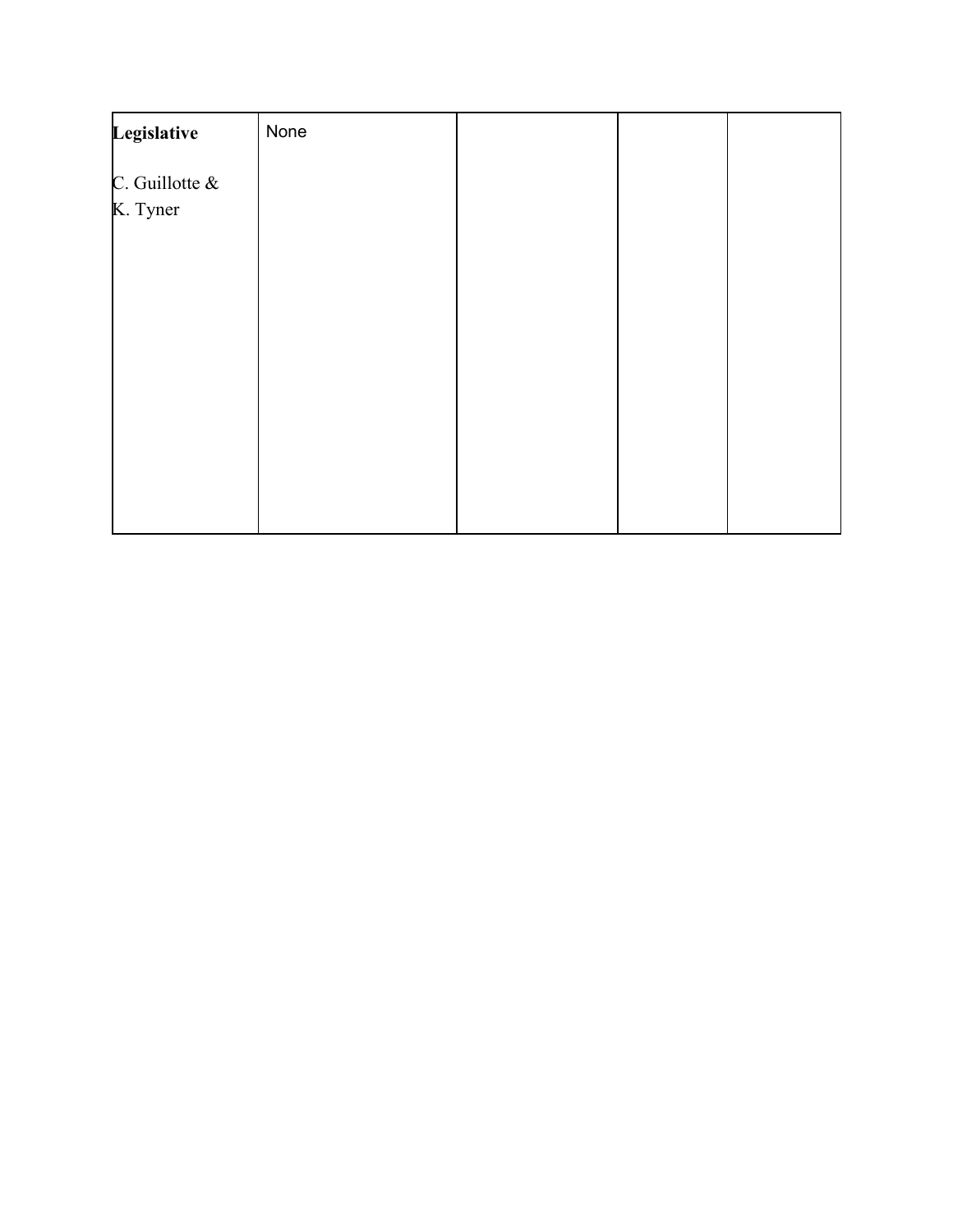| | | | | |
|---|---|---|---|---|
| **Legislative**<br><br>C. Guillotte &<br>K. Tyner | None | | | |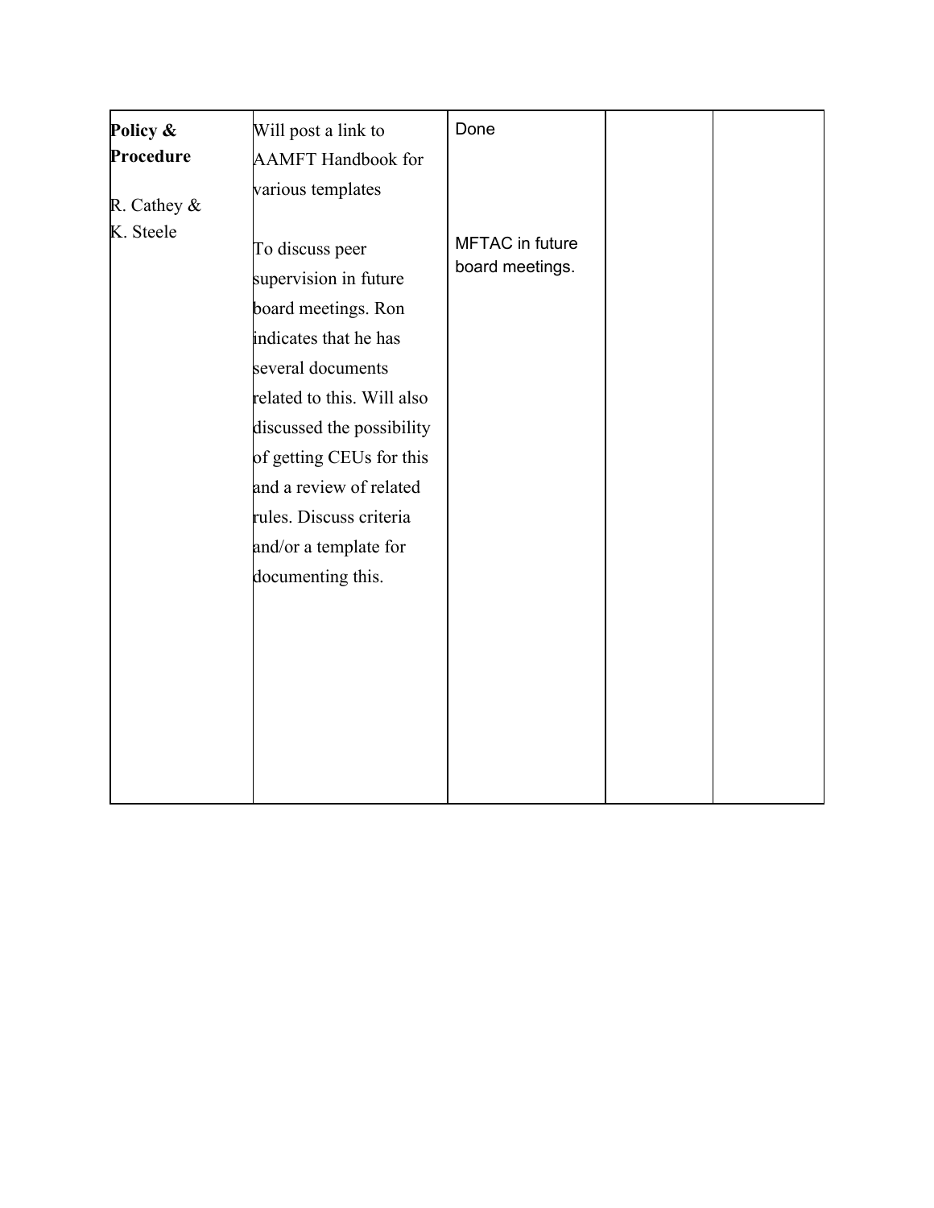| **Policy & Procedure**<br><br>R. Cathey & K. Steele | Will post a link to AAMFT Handbook for various templates<br><br>To discuss peer supervision in future board meetings. Ron indicates that he has several documents related to this. Will also discussed the possibility of getting CEUs for this and a review of related rules. Discuss criteria and/or a template for documenting this. | Done<br><br>MFTAC in future board meetings. | | |
|---|---|---|---|---|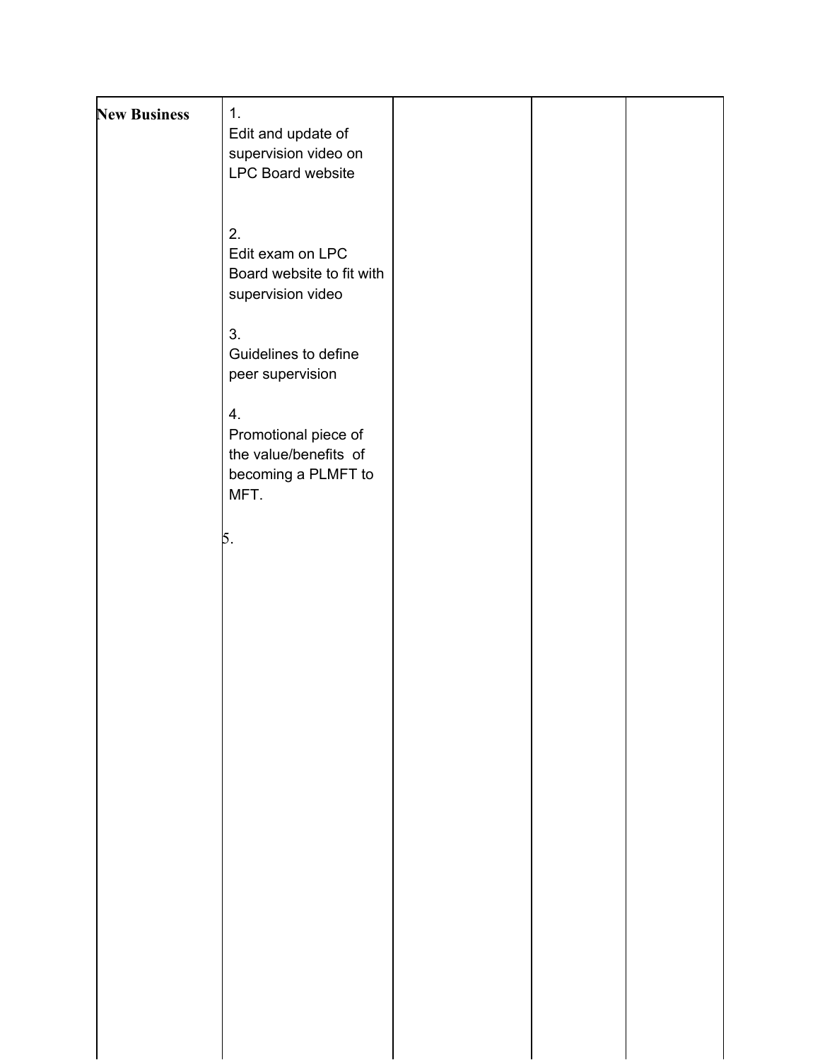| New Business | 1.<br>Edit and update of supervision video on LPC Board website<br><br>2.<br>Edit exam on LPC Board website to fit with supervision video<br><br>3.<br>Guidelines to define peer supervision<br><br>4.<br>Promotional piece of the value/benefits of becoming a PLMFT to MFT.<br><br>5. | | | |
|---|---|---|---|---|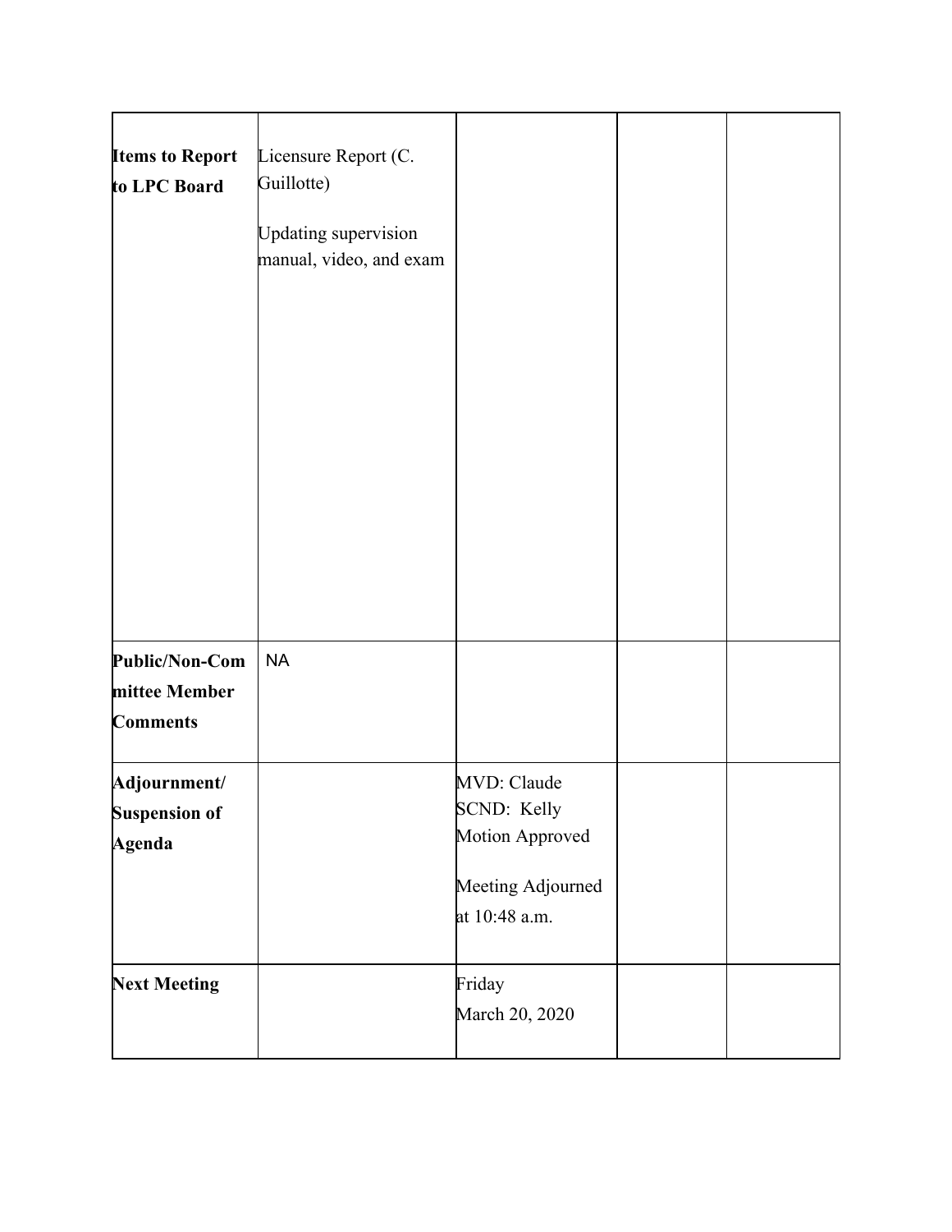| | | | | |
|---|---|---|---|---|
| **Items to Report to LPC Board** | Licensure Report (C. Guillotte)<br><br>Updating supervision manual, video, and exam | | | |
| **Public/Non-Committee Member Comments** | NA | | | |
| **Adjournment/ Suspension of Agenda** | | MVD: Claude<br>SCND: Kelly<br>Motion Approved<br><br>Meeting Adjourned at 10:48 a.m. | | |
| **Next Meeting** | | Friday<br>March 20, 2020 | | |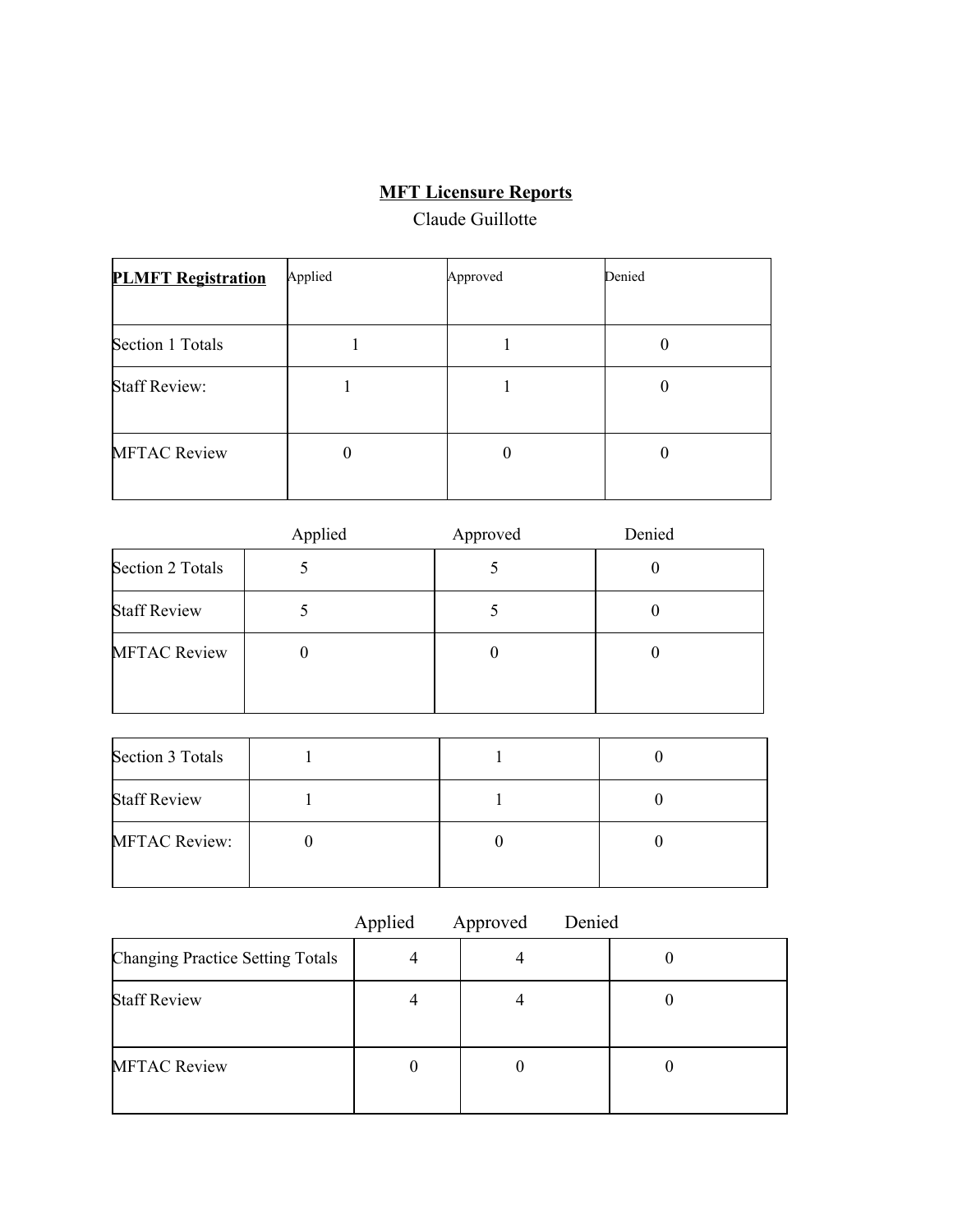## MFT Licensure Reports

Claude Guillotte

| **PLMFT Registration** | Applied | Approved | Denied |
| --- | --- | --- | --- |
| Section 1 Totals | 1 | 1 | 0 |
| Staff Review: | 1 | 1 | 0 |
| MFTAC Review | 0 | 0 | 0 |

| | Applied | Approved | Denied |
| --- | --- | --- | --- |
| Section 2 Totals | 5 | 5 | 0 |
| Staff Review | 5 | 5 | 0 |
| MFTAC Review | 0 | 0 | 0 |

| | | | |
| --- | --- | --- | --- |
| Section 3 Totals | 1 | 1 | 0 |
| Staff Review | 1 | 1 | 0 |
| MFTAC Review: | 0 | 0 | 0 |

| | Applied | Approved | Denied |
| --- | --- | --- | --- |
| Changing Practice Setting Totals | 4 | 4 | 0 |
| Staff Review | 4 | 4 | 0 |
| MFTAC Review | 0 | 0 | 0 |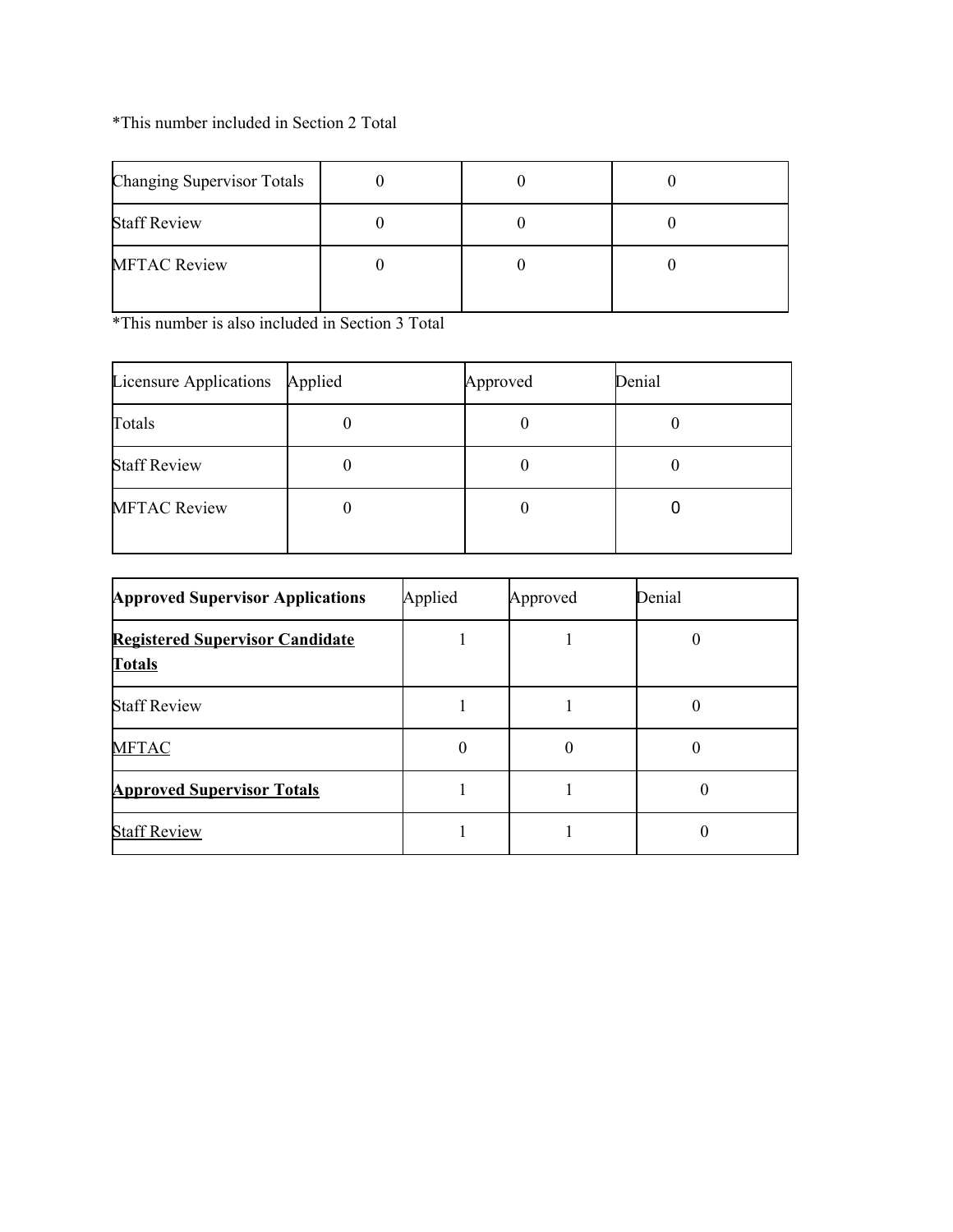*This number included in Section 2 Total

| Changing Supervisor Totals | 0 | 0 | 0 |
|---|---|---|---|
| Staff Review | 0 | 0 | 0 |
| MFTAC Review | 0 | 0 | 0 |

*This number is also included in Section 3 Total

| Licensure Applications | Applied | Approved | Denial |
|---|---|---|---|
| Totals | 0 | 0 | 0 |
| Staff Review | 0 | 0 | 0 |
| MFTAC Review | 0 | 0 | 0 |

| **Approved Supervisor Applications** | Applied | Approved | Denial |
|---|---|---|---|
| **Registered Supervisor Candidate Totals** | 1 | 1 | 0 |
| Staff Review | 1 | 1 | 0 |
| MFTAC | 0 | 0 | 0 |
| **Approved Supervisor Totals** | 1 | 1 | 0 |
| Staff Review | 1 | 1 | 0 |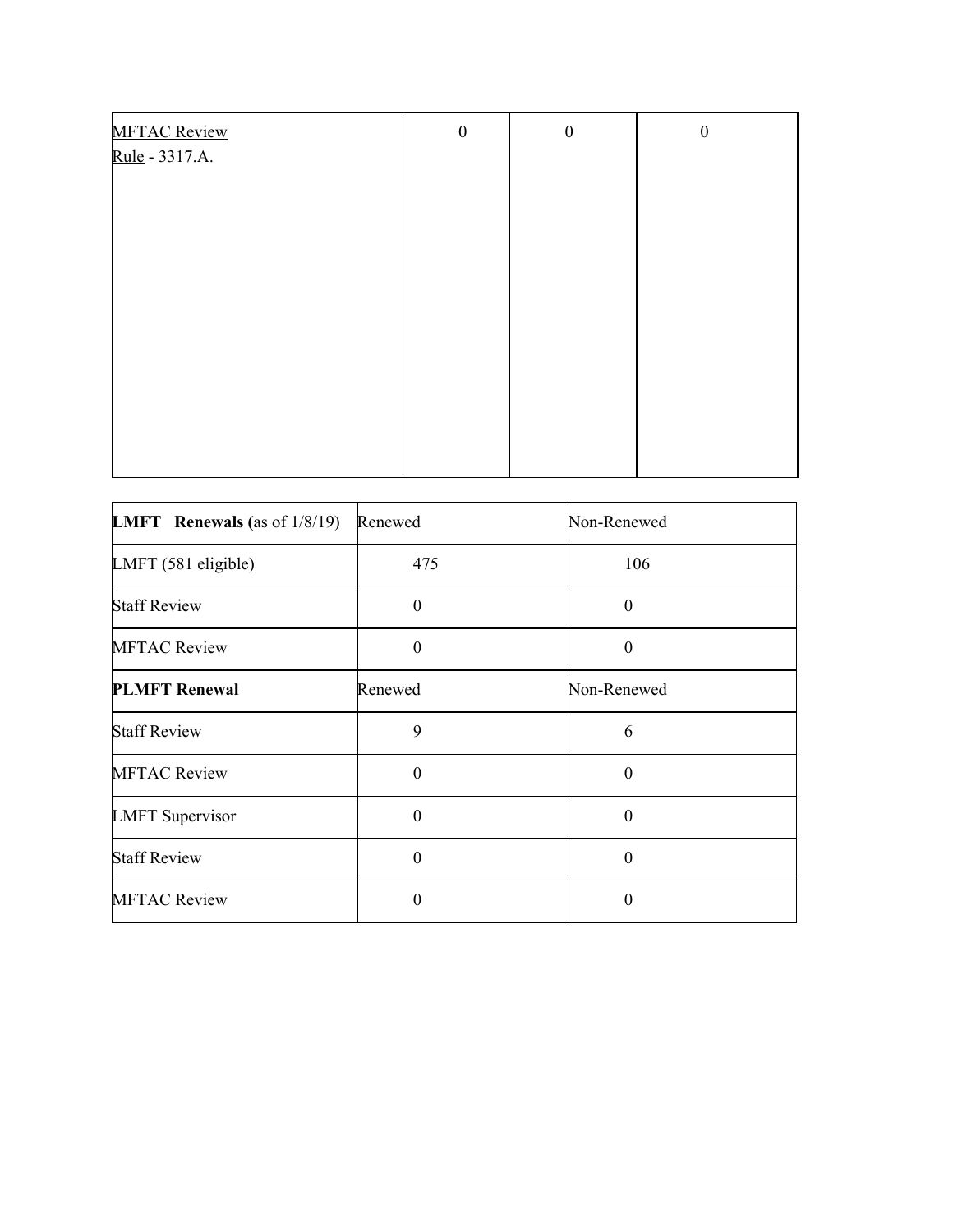| | | | |
|---|---|---|---|
| MFTAC Review<br>Rule - 3317.A. | 0 | 0 | 0 |

| **LMFT Renewals (**as of 1/8/19) | Renewed | Non-Renewed |
|---|---|---|
| LMFT (581 eligible) | 475 | 106 |
| Staff Review | 0 | 0 |
| MFTAC Review | 0 | 0 |
| **PLMFT Renewal** | Renewed | Non-Renewed |
| Staff Review | 9 | 6 |
| MFTAC Review | 0 | 0 |
| LMFT Supervisor | 0 | 0 |
| Staff Review | 0 | 0 |
| MFTAC Review | 0 | 0 |